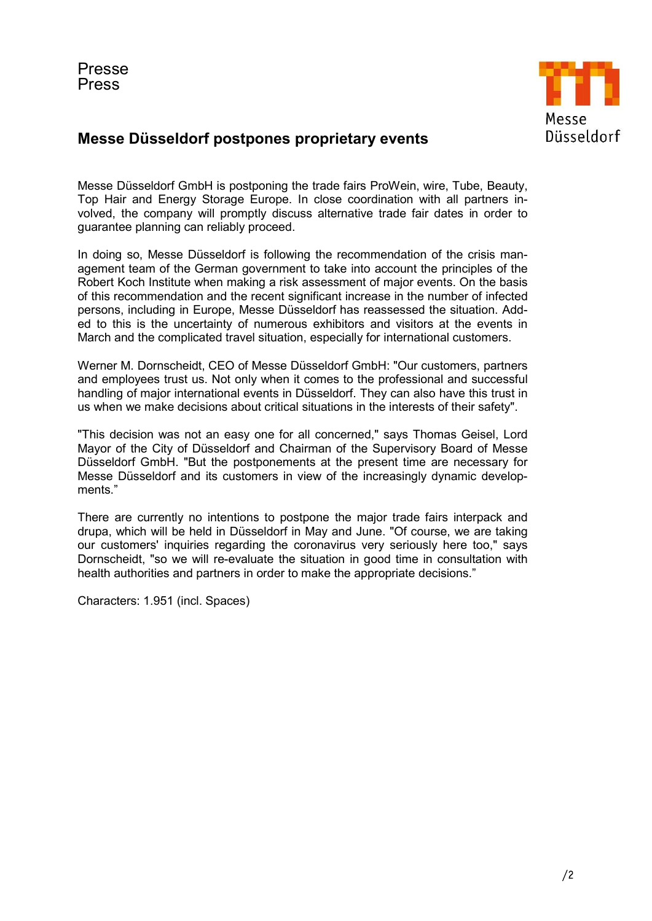Presse
Press

## Messe Düsseldorf postpones proprietary events

Messe Düsseldorf GmbH is postponing the trade fairs ProWein, wire, Tube, Beauty, Top Hair and Energy Storage Europe. In close coordination with all partners involved, the company will promptly discuss alternative trade fair dates in order to guarantee planning can reliably proceed.

In doing so, Messe Düsseldorf is following the recommendation of the crisis management team of the German government to take into account the principles of the Robert Koch Institute when making a risk assessment of major events. On the basis of this recommendation and the recent significant increase in the number of infected persons, including in Europe, Messe Düsseldorf has reassessed the situation. Added to this is the uncertainty of numerous exhibitors and visitors at the events in March and the complicated travel situation, especially for international customers.

Werner M. Dornscheidt, CEO of Messe Düsseldorf GmbH: "Our customers, partners and employees trust us. Not only when it comes to the professional and successful handling of major international events in Düsseldorf. They can also have this trust in us when we make decisions about critical situations in the interests of their safety".

"This decision was not an easy one for all concerned," says Thomas Geisel, Lord Mayor of the City of Düsseldorf and Chairman of the Supervisory Board of Messe Düsseldorf GmbH. "But the postponements at the present time are necessary for Messe Düsseldorf and its customers in view of the increasingly dynamic developments."

There are currently no intentions to postpone the major trade fairs interpack and drupa, which will be held in Düsseldorf in May and June. "Of course, we are taking our customers' inquiries regarding the coronavirus very seriously here too," says Dornscheidt, "so we will re-evaluate the situation in good time in consultation with health authorities and partners in order to make the appropriate decisions."

Characters: 1.951 (incl. Spaces)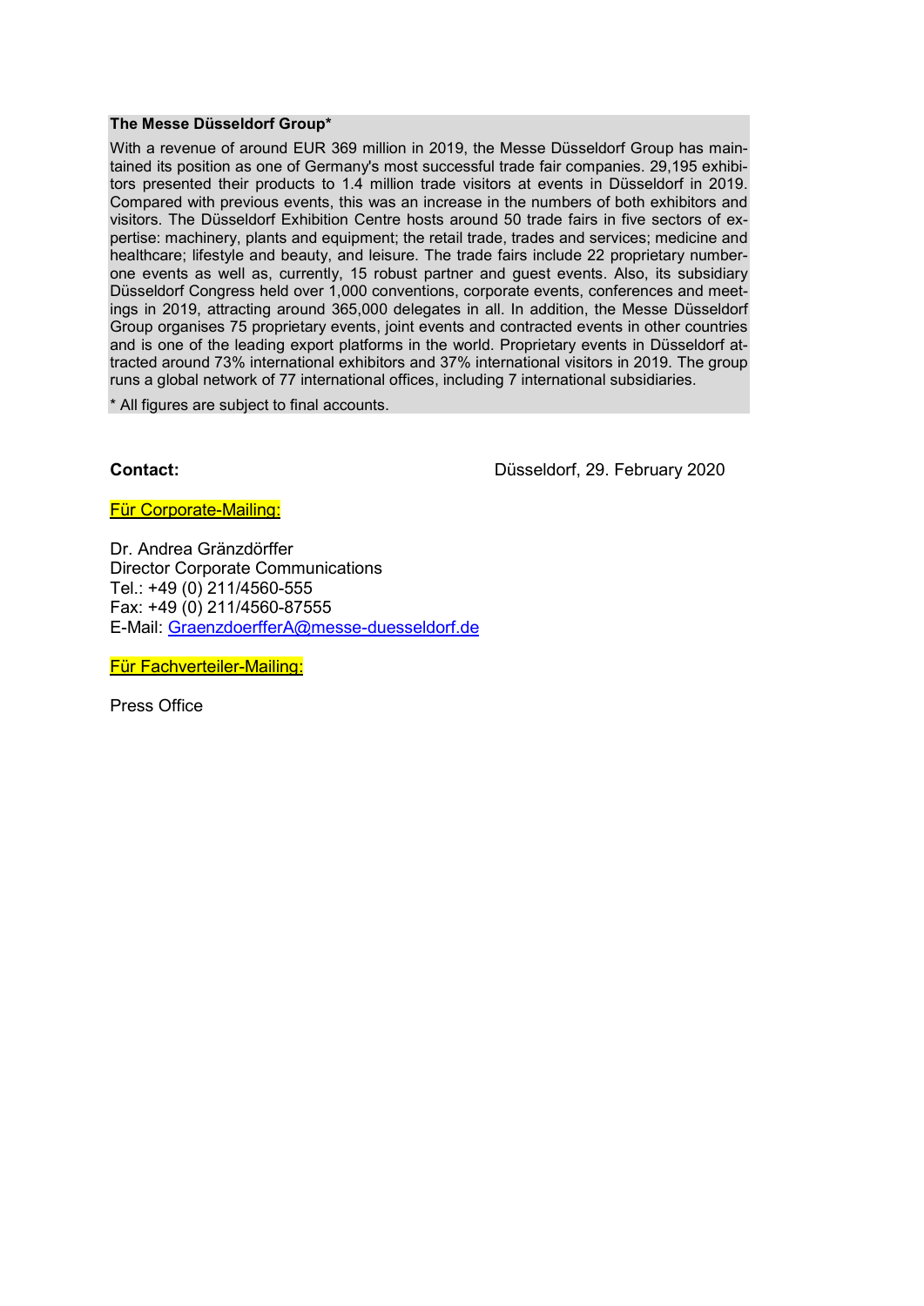**The Messe Düsseldorf Group***

With a revenue of around EUR 369 million in 2019, the Messe Düsseldorf Group has maintained its position as one of Germany's most successful trade fair companies. 29,195 exhibitors presented their products to 1.4 million trade visitors at events in Düsseldorf in 2019. Compared with previous events, this was an increase in the numbers of both exhibitors and visitors. The Düsseldorf Exhibition Centre hosts around 50 trade fairs in five sectors of expertise: machinery, plants and equipment; the retail trade, trades and services; medicine and healthcare; lifestyle and beauty, and leisure. The trade fairs include 22 proprietary number-one events as well as, currently, 15 robust partner and guest events. Also, its subsidiary Düsseldorf Congress held over 1,000 conventions, corporate events, conferences and meetings in 2019, attracting around 365,000 delegates in all. In addition, the Messe Düsseldorf Group organises 75 proprietary events, joint events and contracted events in other countries and is one of the leading export platforms in the world. Proprietary events in Düsseldorf attracted around 73% international exhibitors and 37% international visitors in 2019. The group runs a global network of 77 international offices, including 7 international subsidiaries.

* All figures are subject to final accounts.

**Contact:**

Düsseldorf, 29. February 2020

Für Corporate-Mailing:

Dr. Andrea Gränzdörffer
Director Corporate Communications
Tel.: +49 (0) 211/4560-555
Fax: +49 (0) 211/4560-87555
E-Mail: GraenzdoerfferA@messe-duesseldorf.de

Für Fachverteiler-Mailing:

Press Office